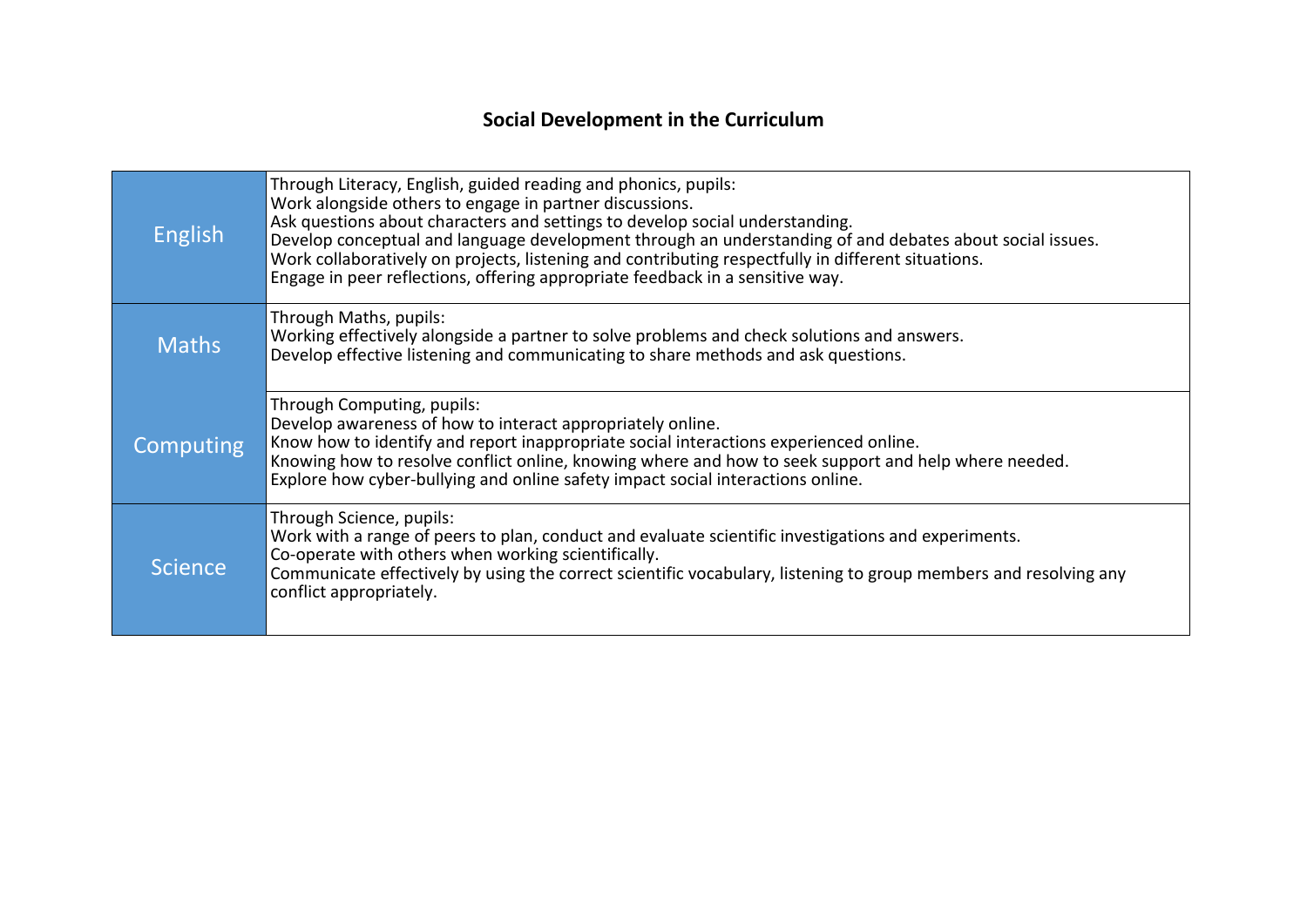# Social Development in the Curriculum

| Subject | Social Development |
|---|---|
| English | Through Literacy, English, guided reading and phonics, pupils:<br>Work alongside others to engage in partner discussions.<br>Ask questions about characters and settings to develop social understanding.<br>Develop conceptual and language development through an understanding of and debates about social issues.<br>Work collaboratively on projects, listening and contributing respectfully in different situations.<br>Engage in peer reflections, offering appropriate feedback in a sensitive way. |
| Maths | Through Maths, pupils:<br>Working effectively alongside a partner to solve problems and check solutions and answers.<br>Develop effective listening and communicating to share methods and ask questions. |
| Computing | Through Computing, pupils:<br>Develop awareness of how to interact appropriately online.<br>Know how to identify and report inappropriate social interactions experienced online.<br>Knowing how to resolve conflict online, knowing where and how to seek support and help where needed.<br>Explore how cyber-bullying and online safety impact social interactions online. |
| Science | Through Science, pupils:<br>Work with a range of peers to plan, conduct and evaluate scientific investigations and experiments.<br>Co-operate with others when working scientifically.<br>Communicate effectively by using the correct scientific vocabulary, listening to group members and resolving any conflict appropriately. |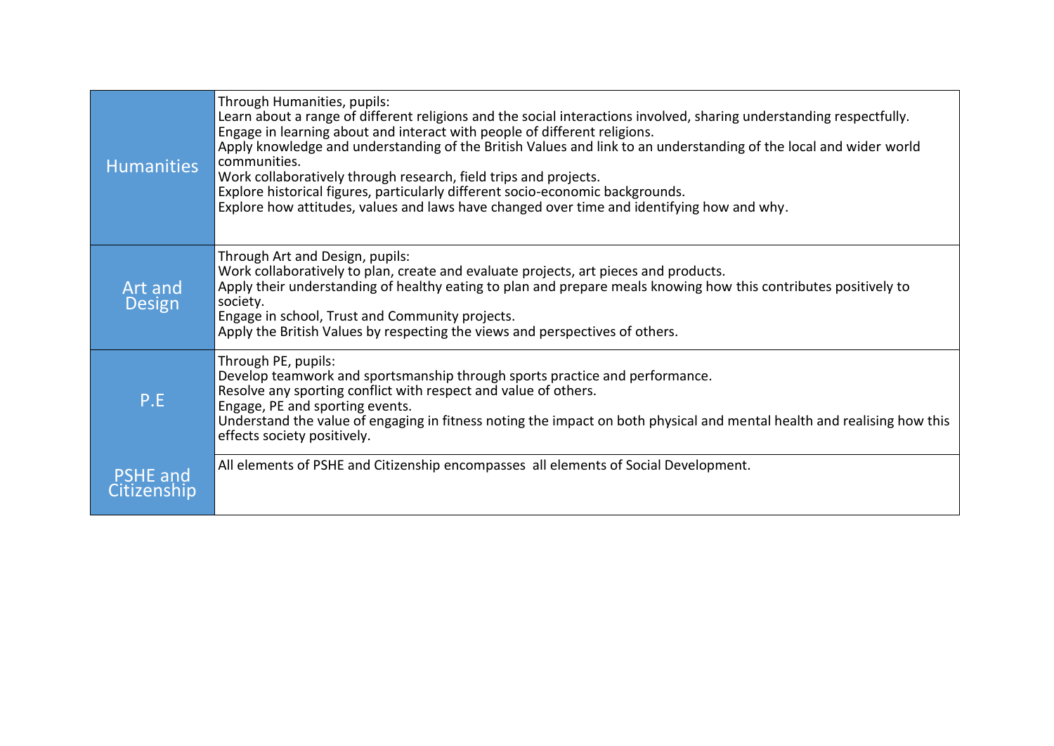| | |
|---|---|
| Humanities | Through Humanities, pupils:<br>Learn about a range of different religions and the social interactions involved, sharing understanding respectfully.<br>Engage in learning about and interact with people of different religions.<br>Apply knowledge and understanding of the British Values and link to an understanding of the local and wider world communities.<br>Work collaboratively through research, field trips and projects.<br>Explore historical figures, particularly different socio-economic backgrounds.<br>Explore how attitudes, values and laws have changed over time and identifying how and why. |
| Art and Design | Through Art and Design, pupils:<br>Work collaboratively to plan, create and evaluate projects, art pieces and products.<br>Apply their understanding of healthy eating to plan and prepare meals knowing how this contributes positively to society.<br>Engage in school, Trust and Community projects.<br>Apply the British Values by respecting the views and perspectives of others. |
| P.E | Through PE, pupils:<br>Develop teamwork and sportsmanship through sports practice and performance.<br>Resolve any sporting conflict with respect and value of others.<br>Engage, PE and sporting events.<br>Understand the value of engaging in fitness noting the impact on both physical and mental health and realising how this effects society positively. |
| PSHE and Citizenship | All elements of PSHE and Citizenship encompasses all elements of Social Development. |